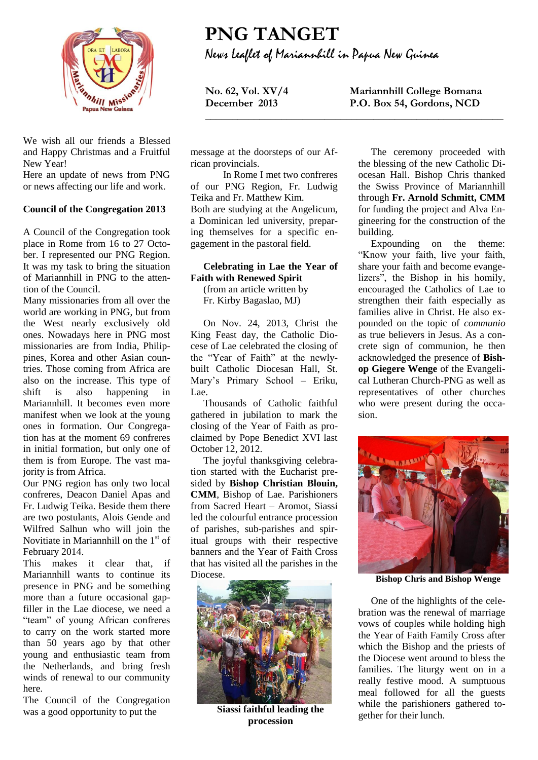# PNG TANGET

*News Leaflet of Mariannhill in Papua New Guinea*

**No. 62, Vol. XV/4**
**December 2013**

**Mariannhill College Bomana**
**P.O. Box 54, Gordons, NCD**

We wish all our friends a Blessed and Happy Christmas and a Fruitful New Year!

Here an update of news from PNG or news affecting our life and work.

### Council of the Congregation 2013

A Council of the Congregation took place in Rome from 16 to 27 October. I represented our PNG Region. It was my task to bring the situation of Mariannhill in PNG to the attention of the Council.

Many missionaries from all over the world are working in PNG, but from the West nearly exclusively old ones. Nowadays here in PNG most missionaries are from India, Philippines, Korea and other Asian countries. Those coming from Africa are also on the increase. This type of shift is also happening in Mariannhill. It becomes even more manifest when we look at the young ones in formation. Our Congregation has at the moment 69 confreres in initial formation, but only one of them is from Europe. The vast majority is from Africa.

Our PNG region has only two local confreres, Deacon Daniel Apas and Fr. Ludwig Teika. Beside them there are two postulants, Alois Gende and Wilfred Salhun who will join the Novitiate in Mariannhill on the 1st of February 2014.

This makes it clear that, if Mariannhill wants to continue its presence in PNG and be something more than a future occasional gap-filler in the Lae diocese, we need a "team" of young African confreres to carry on the work started more than 50 years ago by that other young and enthusiastic team from the Netherlands, and bring fresh winds of renewal to our community here.

The Council of the Congregation was a good opportunity to put the message at the doorsteps of our African provincials.

In Rome I met two confreres of our PNG Region, Fr. Ludwig Teika and Fr. Matthew Kim. Both are studying at the Angelicum, a Dominican led university, preparing themselves for a specific engagement in the pastoral field.

### Celebrating in Lae the Year of Faith with Renewed Spirit

(from an article written by Fr. Kirby Bagaslao, MJ)

On Nov. 24, 2013, Christ the King Feast day, the Catholic Diocese of Lae celebrated the closing of the "Year of Faith" at the newly-built Catholic Diocesan Hall, St. Mary's Primary School – Eriku, Lae.

Thousands of Catholic faithful gathered in jubilation to mark the closing of the Year of Faith as proclaimed by Pope Benedict XVI last October 12, 2012.

The joyful thanksgiving celebration started with the Eucharist presided by **Bishop Christian Blouin, CMM**, Bishop of Lae. Parishioners from Sacred Heart – Aromot, Siassi led the colourful entrance procession of parishes, sub-parishes and spiritual groups with their respective banners and the Year of Faith Cross that has visited all the parishes in the Diocese.

**Siassi faithful leading the procession**

The ceremony proceeded with the blessing of the new Catholic Diocesan Hall. Bishop Chris thanked the Swiss Province of Mariannhill through **Fr. Arnold Schmitt, CMM** for funding the project and Alva Engineering for the construction of the building.

Expounding on the theme: "Know your faith, live your faith, share your faith and become evangelizers", the Bishop in his homily, encouraged the Catholics of Lae to strengthen their faith especially as families alive in Christ. He also expounded on the topic of *communio* as true believers in Jesus. As a concrete sign of communion, he then acknowledged the presence of **Bishop Giegere Wenge** of the Evangelical Lutheran Church-PNG as well as representatives of other churches who were present during the occasion.

**Bishop Chris and Bishop Wenge**

One of the highlights of the celebration was the renewal of marriage vows of couples while holding high the Year of Faith Family Cross after which the Bishop and the priests of the Diocese went around to bless the families. The liturgy went on in a really festive mood. A sumptuous meal followed for all the guests while the parishioners gathered together for their lunch.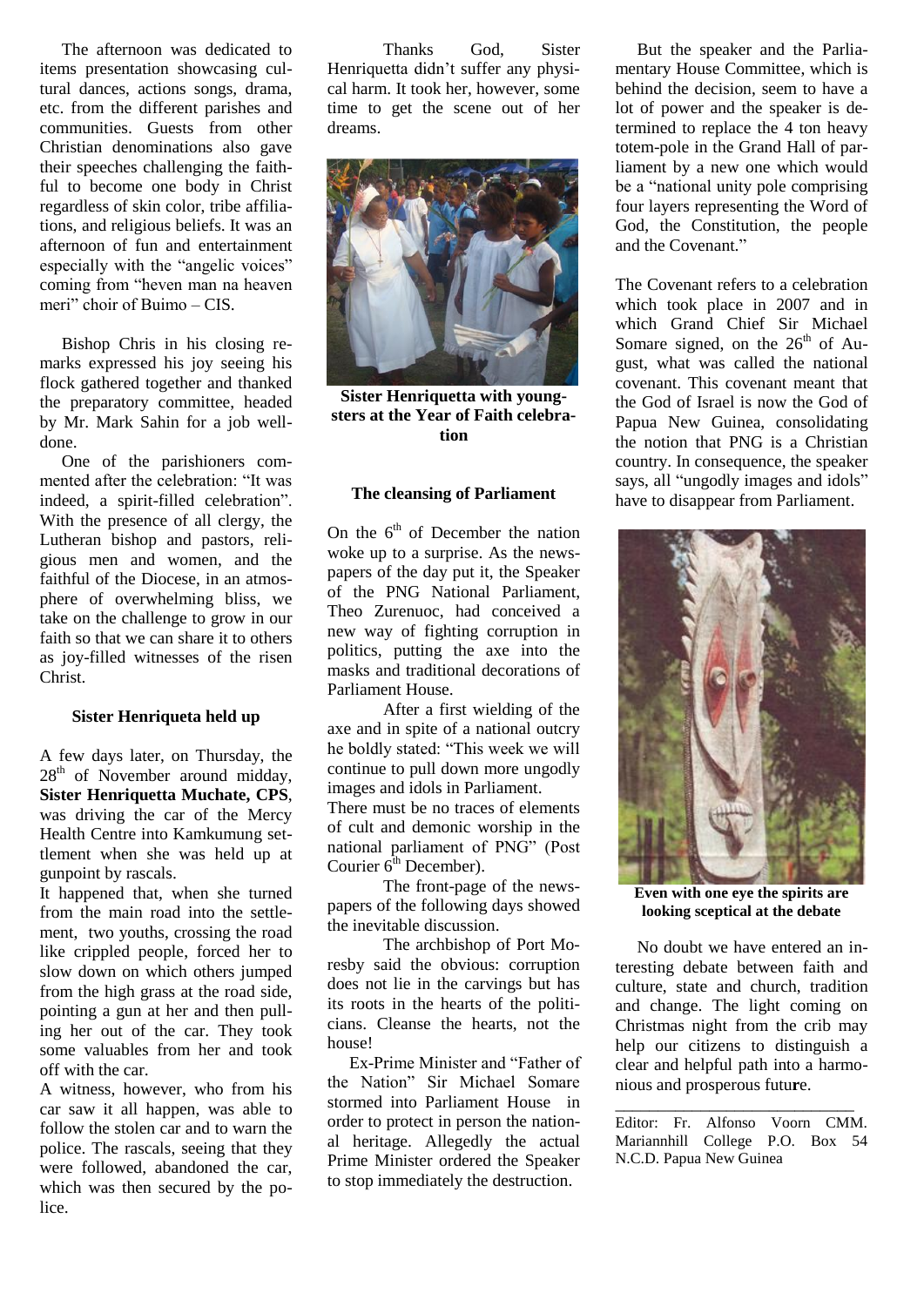The afternoon was dedicated to items presentation showcasing cultural dances, actions songs, drama, etc. from the different parishes and communities. Guests from other Christian denominations also gave their speeches challenging the faithful to become one body in Christ regardless of skin color, tribe affiliations, and religious beliefs. It was an afternoon of fun and entertainment especially with the "angelic voices" coming from "heven man na heaven meri" choir of Buimo – CIS.

Bishop Chris in his closing remarks expressed his joy seeing his flock gathered together and thanked the preparatory committee, headed by Mr. Mark Sahin for a job well-done.

One of the parishioners commented after the celebration: "It was indeed, a spirit-filled celebration". With the presence of all clergy, the Lutheran bishop and pastors, religious men and women, and the faithful of the Diocese, in an atmosphere of overwhelming bliss, we take on the challenge to grow in our faith so that we can share it to others as joy-filled witnesses of the risen Christ.

### Sister Henriqueta held up

A few days later, on Thursday, the 28th of November around midday, **Sister Henriquetta Muchate, CPS**, was driving the car of the Mercy Health Centre into Kamkumung settlement when she was held up at gunpoint by rascals.

It happened that, when she turned from the main road into the settlement, two youths, crossing the road like crippled people, forced her to slow down on which others jumped from the high grass at the road side, pointing a gun at her and then pulling her out of the car. They took some valuables from her and took off with the car.

A witness, however, who from his car saw it all happen, was able to follow the stolen car and to warn the police. The rascals, seeing that they were followed, abandoned the car, which was then secured by the police.

Thanks God, Sister Henriquetta didn't suffer any physical harm. It took her, however, some time to get the scene out of her dreams.

**Sister Henriquetta with youngsters at the Year of Faith celebration**

### The cleansing of Parliament

On the 6th of December the nation woke up to a surprise. As the newspapers of the day put it, the Speaker of the PNG National Parliament, Theo Zurenuoc, had conceived a new way of fighting corruption in politics, putting the axe into the masks and traditional decorations of Parliament House.

After a first wielding of the axe and in spite of a national outcry he boldly stated: "This week we will continue to pull down more ungodly images and idols in Parliament.

There must be no traces of elements of cult and demonic worship in the national parliament of PNG" (Post Courier 6th December).

The front-page of the newspapers of the following days showed the inevitable discussion.

The archbishop of Port Moresby said the obvious: corruption does not lie in the carvings but has its roots in the hearts of the politicians. Cleanse the hearts, not the house!

Ex-Prime Minister and "Father of the Nation" Sir Michael Somare stormed into Parliament House in order to protect in person the national heritage. Allegedly the actual Prime Minister ordered the Speaker to stop immediately the destruction.

But the speaker and the Parliamentary House Committee, which is behind the decision, seem to have a lot of power and the speaker is determined to replace the 4 ton heavy totem-pole in the Grand Hall of parliament by a new one which would be a "national unity pole comprising four layers representing the Word of God, the Constitution, the people and the Covenant."

The Covenant refers to a celebration which took place in 2007 and in which Grand Chief Sir Michael Somare signed, on the 26th of August, what was called the national covenant. This covenant meant that the God of Israel is now the God of Papua New Guinea, consolidating the notion that PNG is a Christian country. In consequence, the speaker says, all "ungodly images and idols" have to disappear from Parliament.

**Even with one eye the spirits are looking sceptical at the debate**

No doubt we have entered an interesting debate between faith and culture, state and church, tradition and change. The light coming on Christmas night from the crib may help our citizens to distinguish a clear and helpful path into a harmonious and prosperous future.

---

Editor: Fr. Alfonso Voorn CMM. Mariannhill College P.O. Box 54 N.C.D. Papua New Guinea